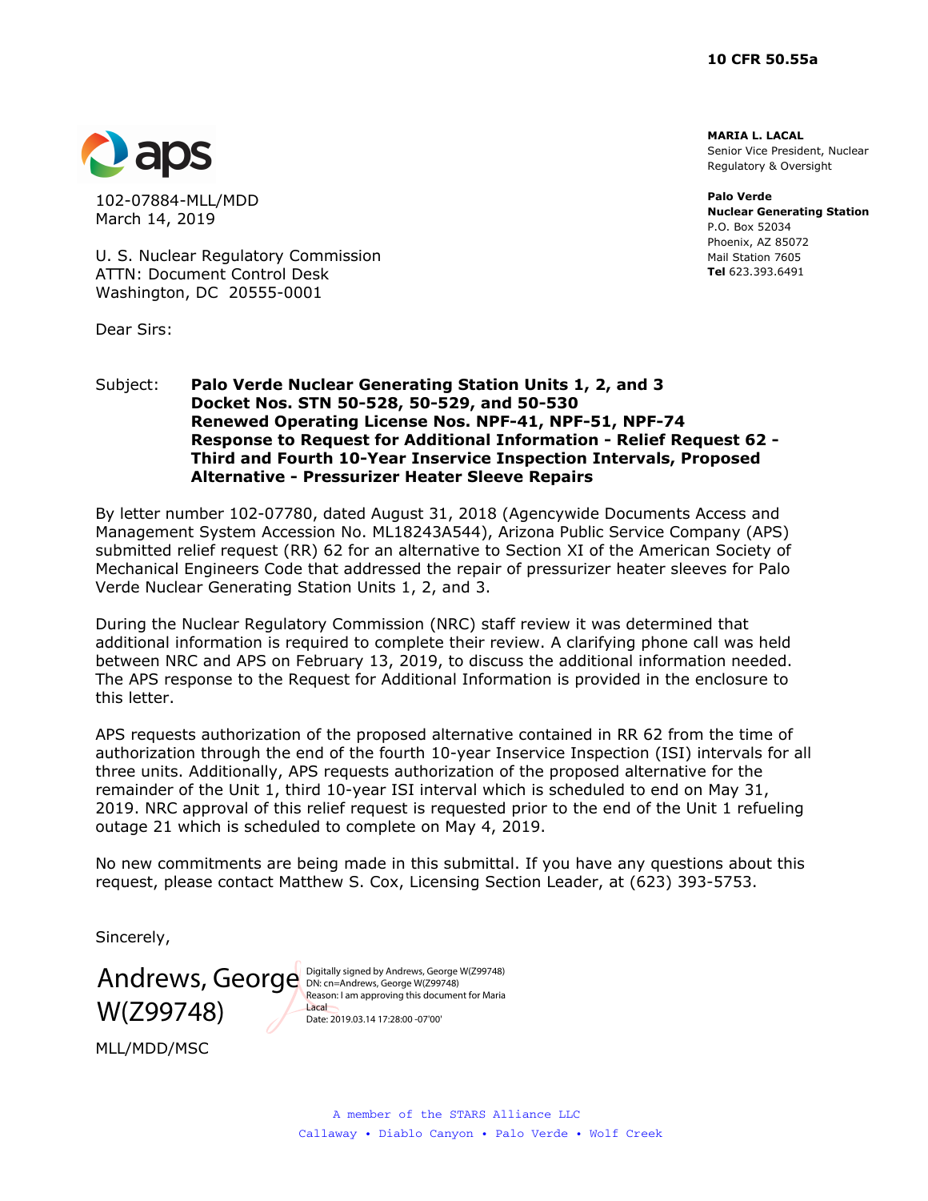10 CFR 50.55a

aps

**MARIA L. LACAL**
Senior Vice President, Nuclear
Regulatory & Oversight

**Palo Verde**
**Nuclear Generating Station**
P.O. Box 52034
Phoenix, AZ 85072
Mail Station 7605
**Tel** 623.393.6491

102-07884-MLL/MDD
March 14, 2019

U. S. Nuclear Regulatory Commission
ATTN: Document Control Desk
Washington, DC 20555-0001

Dear Sirs:

Subject: **Palo Verde Nuclear Generating Station Units 1, 2, and 3**
**Docket Nos. STN 50-528, 50-529, and 50-530**
**Renewed Operating License Nos. NPF-41, NPF-51, NPF-74**
**Response to Request for Additional Information - Relief Request 62 - Third and Fourth 10-Year Inservice Inspection Intervals, Proposed Alternative - Pressurizer Heater Sleeve Repairs**

By letter number 102-07780, dated August 31, 2018 (Agencywide Documents Access and Management System Accession No. ML18243A544), Arizona Public Service Company (APS) submitted relief request (RR) 62 for an alternative to Section XI of the American Society of Mechanical Engineers Code that addressed the repair of pressurizer heater sleeves for Palo Verde Nuclear Generating Station Units 1, 2, and 3.

During the Nuclear Regulatory Commission (NRC) staff review it was determined that additional information is required to complete their review. A clarifying phone call was held between NRC and APS on February 13, 2019, to discuss the additional information needed. The APS response to the Request for Additional Information is provided in the enclosure to this letter.

APS requests authorization of the proposed alternative contained in RR 62 from the time of authorization through the end of the fourth 10-year Inservice Inspection (ISI) intervals for all three units. Additionally, APS requests authorization of the proposed alternative for the remainder of the Unit 1, third 10-year ISI interval which is scheduled to end on May 31, 2019. NRC approval of this relief request is requested prior to the end of the Unit 1 refueling outage 21 which is scheduled to complete on May 4, 2019.

No new commitments are being made in this submittal. If you have any questions about this request, please contact Matthew S. Cox, Licensing Section Leader, at (623) 393-5753.

Sincerely,

Andrews, George W(Z99748)

Digitally signed by Andrews, George W(Z99748)
DN: cn=Andrews, George W(Z99748)
Reason: I am approving this document for Maria Lacal
Date: 2019.03.14 17:28:00 -07'00'

MLL/MDD/MSC

A member of the STARS Alliance LLC
Callaway • Diablo Canyon • Palo Verde • Wolf Creek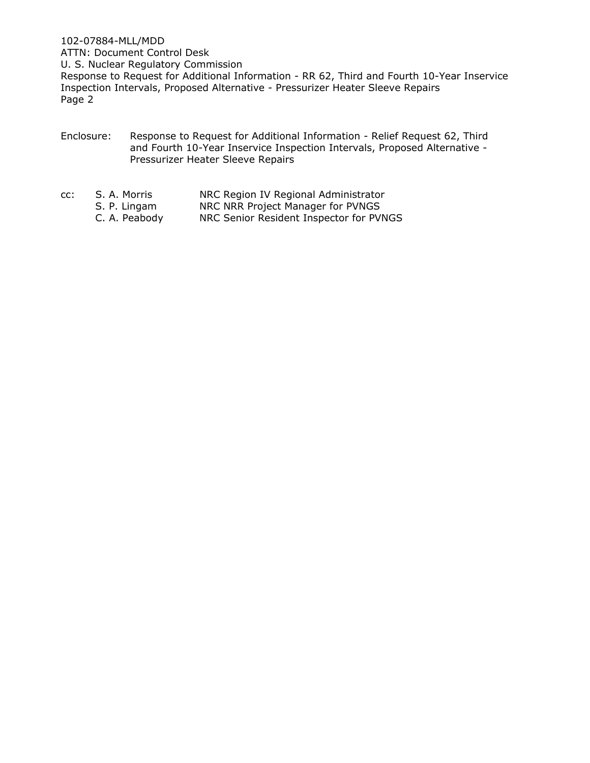Enclosure: Response to Request for Additional Information - Relief Request 62, Third and Fourth 10-Year Inservice Inspection Intervals, Proposed Alternative - Pressurizer Heater Sleeve Repairs

cc:

| | |
|---|---|
| S. A. Morris | NRC Region IV Regional Administrator |
| S. P. Lingam | NRC NRR Project Manager for PVNGS |
| C. A. Peabody | NRC Senior Resident Inspector for PVNGS |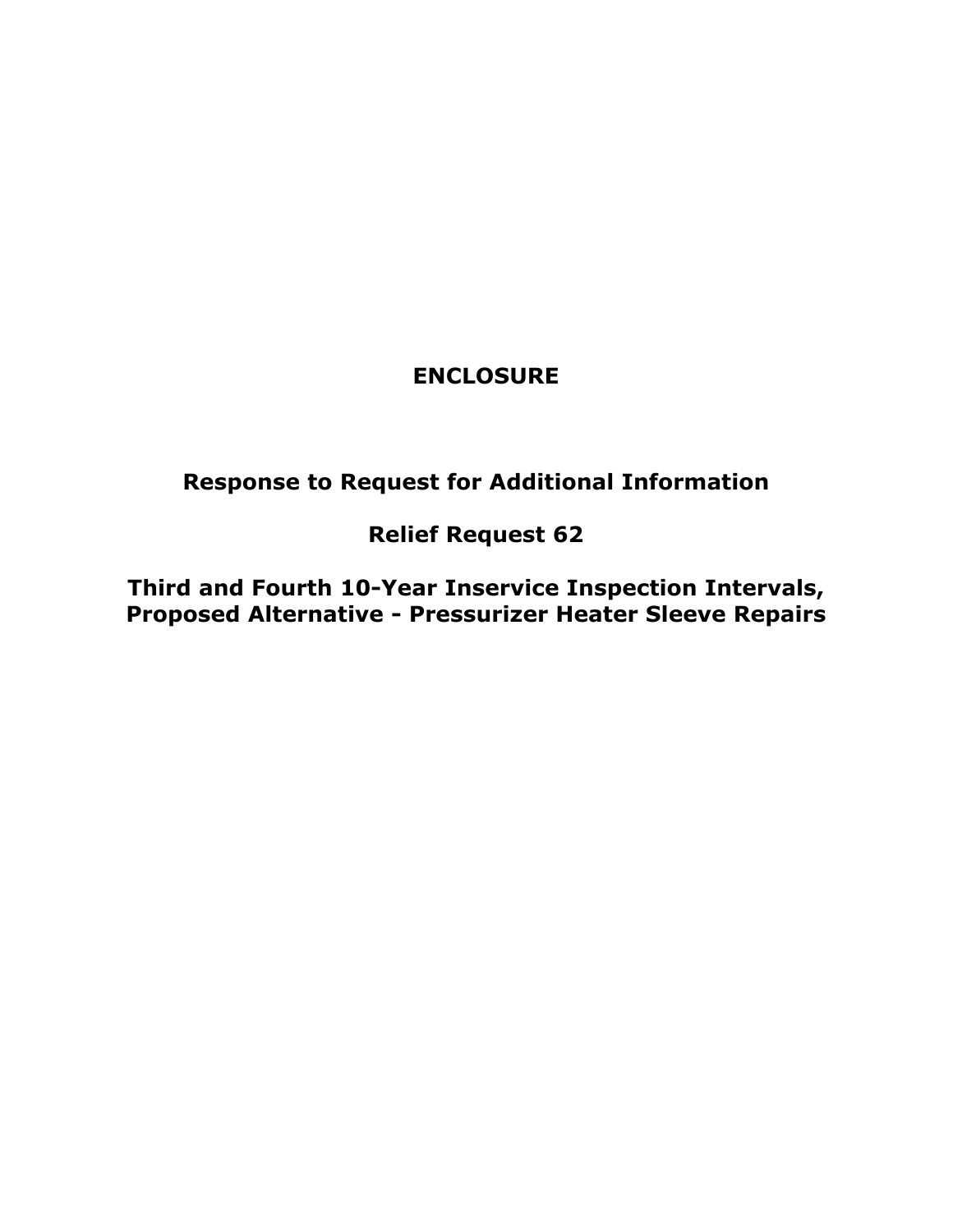# ENCLOSURE

## Response to Request for Additional Information

## Relief Request 62

## Third and Fourth 10-Year Inservice Inspection Intervals, Proposed Alternative - Pressurizer Heater Sleeve Repairs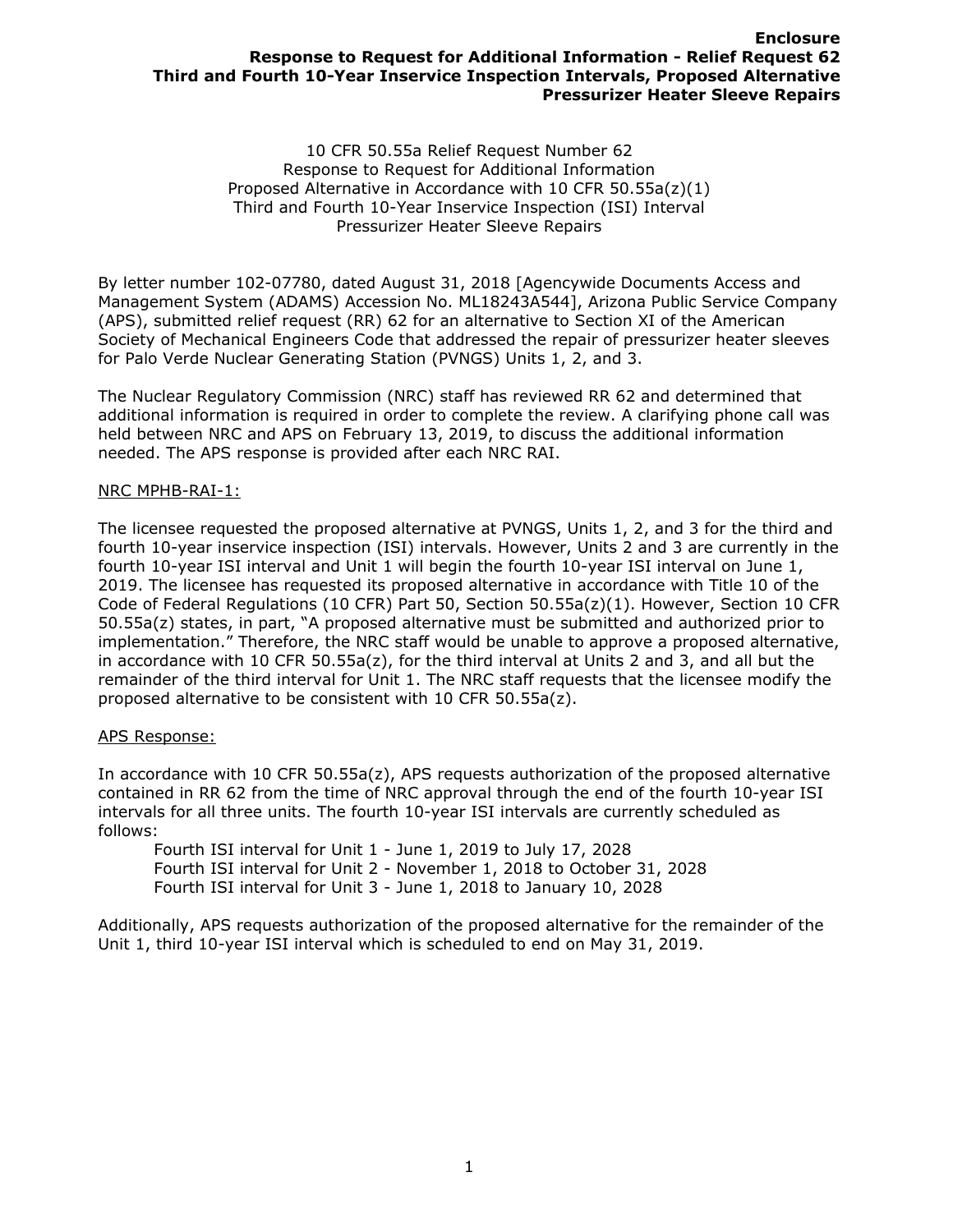10 CFR 50.55a Relief Request Number 62
Response to Request for Additional Information
Proposed Alternative in Accordance with 10 CFR 50.55a(z)(1)
Third and Fourth 10-Year Inservice Inspection (ISI) Interval
Pressurizer Heater Sleeve Repairs

By letter number 102-07780, dated August 31, 2018 [Agencywide Documents Access and Management System (ADAMS) Accession No. ML18243A544], Arizona Public Service Company (APS), submitted relief request (RR) 62 for an alternative to Section XI of the American Society of Mechanical Engineers Code that addressed the repair of pressurizer heater sleeves for Palo Verde Nuclear Generating Station (PVNGS) Units 1, 2, and 3.

The Nuclear Regulatory Commission (NRC) staff has reviewed RR 62 and determined that additional information is required in order to complete the review. A clarifying phone call was held between NRC and APS on February 13, 2019, to discuss the additional information needed. The APS response is provided after each NRC RAI.

NRC MPHB-RAI-1:

The licensee requested the proposed alternative at PVNGS, Units 1, 2, and 3 for the third and fourth 10-year inservice inspection (ISI) intervals. However, Units 2 and 3 are currently in the fourth 10-year ISI interval and Unit 1 will begin the fourth 10-year ISI interval on June 1, 2019. The licensee has requested its proposed alternative in accordance with Title 10 of the Code of Federal Regulations (10 CFR) Part 50, Section 50.55a(z)(1). However, Section 10 CFR 50.55a(z) states, in part, "A proposed alternative must be submitted and authorized prior to implementation." Therefore, the NRC staff would be unable to approve a proposed alternative, in accordance with 10 CFR 50.55a(z), for the third interval at Units 2 and 3, and all but the remainder of the third interval for Unit 1. The NRC staff requests that the licensee modify the proposed alternative to be consistent with 10 CFR 50.55a(z).

APS Response:

In accordance with 10 CFR 50.55a(z), APS requests authorization of the proposed alternative contained in RR 62 from the time of NRC approval through the end of the fourth 10-year ISI intervals for all three units. The fourth 10-year ISI intervals are currently scheduled as follows:

- Fourth ISI interval for Unit 1 - June 1, 2019 to July 17, 2028
- Fourth ISI interval for Unit 2 - November 1, 2018 to October 31, 2028
- Fourth ISI interval for Unit 3 - June 1, 2018 to January 10, 2028

Additionally, APS requests authorization of the proposed alternative for the remainder of the Unit 1, third 10-year ISI interval which is scheduled to end on May 31, 2019.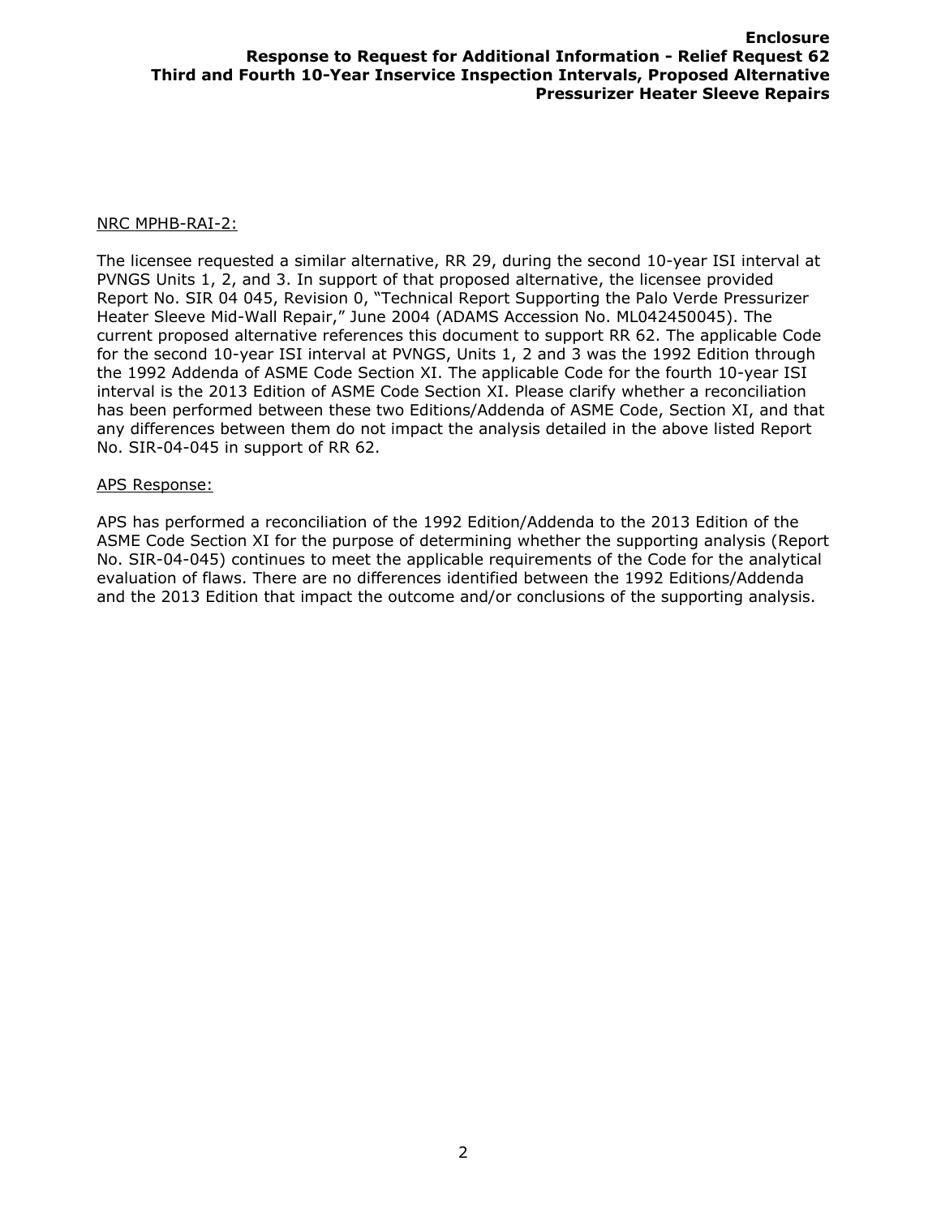NRC MPHB-RAI-2:

The licensee requested a similar alternative, RR 29, during the second 10-year ISI interval at PVNGS Units 1, 2, and 3. In support of that proposed alternative, the licensee provided Report No. SIR 04 045, Revision 0, "Technical Report Supporting the Palo Verde Pressurizer Heater Sleeve Mid-Wall Repair," June 2004 (ADAMS Accession No. ML042450045). The current proposed alternative references this document to support RR 62. The applicable Code for the second 10-year ISI interval at PVNGS, Units 1, 2 and 3 was the 1992 Edition through the 1992 Addenda of ASME Code Section XI. The applicable Code for the fourth 10-year ISI interval is the 2013 Edition of ASME Code Section XI. Please clarify whether a reconciliation has been performed between these two Editions/Addenda of ASME Code, Section XI, and that any differences between them do not impact the analysis detailed in the above listed Report No. SIR-04-045 in support of RR 62.

APS Response:

APS has performed a reconciliation of the 1992 Edition/Addenda to the 2013 Edition of the ASME Code Section XI for the purpose of determining whether the supporting analysis (Report No. SIR-04-045) continues to meet the applicable requirements of the Code for the analytical evaluation of flaws. There are no differences identified between the 1992 Editions/Addenda and the 2013 Edition that impact the outcome and/or conclusions of the supporting analysis.